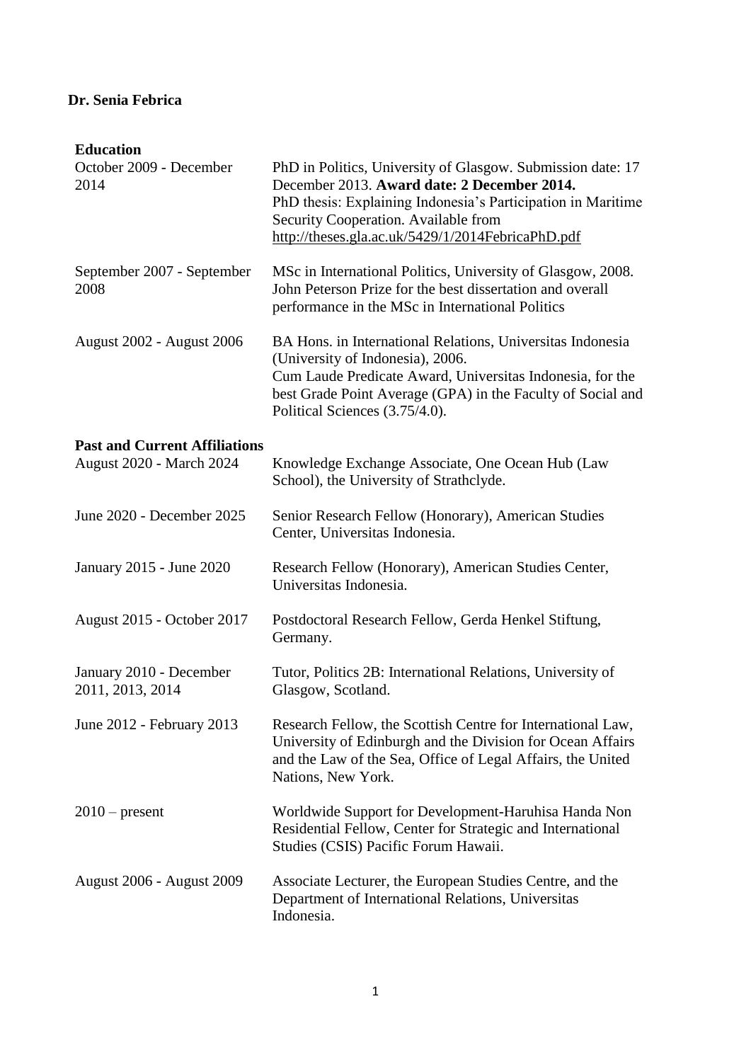**Dr. Senia Febrica**

## Education

| | |
|---|---|
| October 2009 - December 2014 | PhD in Politics, University of Glasgow. Submission date: 17 December 2013. **Award date: 2 December 2014.** PhD thesis: Explaining Indonesia's Participation in Maritime Security Cooperation. Available from http://theses.gla.ac.uk/5429/1/2014FebricaPhD.pdf |
| September 2007 - September 2008 | MSc in International Politics, University of Glasgow, 2008. John Peterson Prize for the best dissertation and overall performance in the MSc in International Politics |
| August 2002 - August 2006 | BA Hons. in International Relations, Universitas Indonesia (University of Indonesia), 2006. Cum Laude Predicate Award, Universitas Indonesia, for the best Grade Point Average (GPA) in the Faculty of Social and Political Sciences (3.75/4.0). |

## Past and Current Affiliations

| | |
|---|---|
| August 2020 - March 2024 | Knowledge Exchange Associate, One Ocean Hub (Law School), the University of Strathclyde. |
| June 2020 - December 2025 | Senior Research Fellow (Honorary), American Studies Center, Universitas Indonesia. |
| January 2015 - June 2020 | Research Fellow (Honorary), American Studies Center, Universitas Indonesia. |
| August 2015 - October 2017 | Postdoctoral Research Fellow, Gerda Henkel Stiftung, Germany. |
| January 2010 - December 2011, 2013, 2014 | Tutor, Politics 2B: International Relations, University of Glasgow, Scotland. |
| June 2012 - February 2013 | Research Fellow, the Scottish Centre for International Law, University of Edinburgh and the Division for Ocean Affairs and the Law of the Sea, Office of Legal Affairs, the United Nations, New York. |
| 2010 – present | Worldwide Support for Development-Haruhisa Handa Non Residential Fellow, Center for Strategic and International Studies (CSIS) Pacific Forum Hawaii. |
| August 2006 - August 2009 | Associate Lecturer, the European Studies Centre, and the Department of International Relations, Universitas Indonesia. |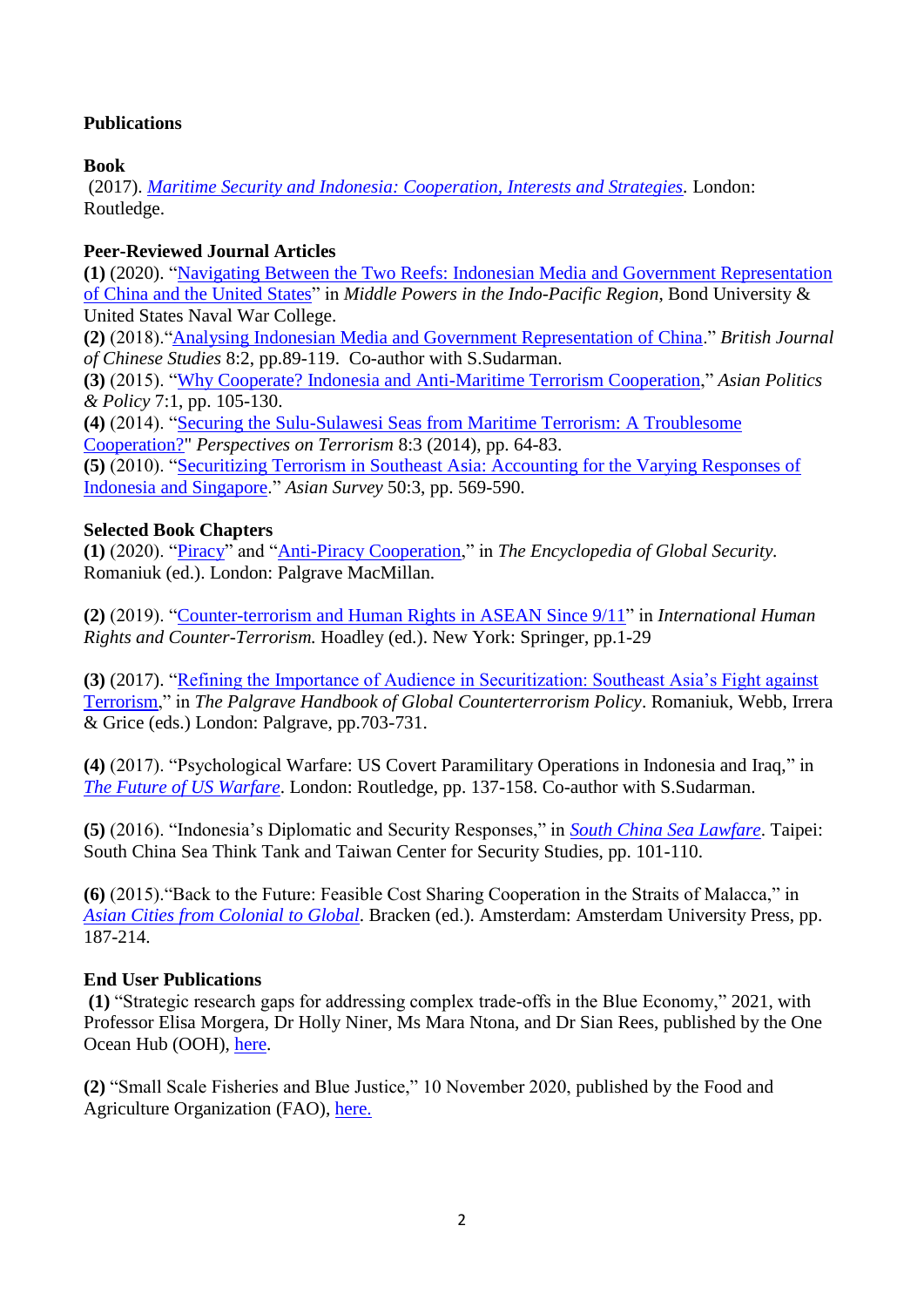**Publications**

**Book**

(2017). *Maritime Security and Indonesia: Cooperation, Interests and Strategies*. London: Routledge.

**Peer-Reviewed Journal Articles**

**(1)** (2020). "Navigating Between the Two Reefs: Indonesian Media and Government Representation of China and the United States" in *Middle Powers in the Indo-Pacific Region*, Bond University & United States Naval War College.
**(2)** (2018)."Analysing Indonesian Media and Government Representation of China." *British Journal of Chinese Studies* 8:2, pp.89-119. Co-author with S.Sudarman.
**(3)** (2015). "Why Cooperate? Indonesia and Anti-Maritime Terrorism Cooperation," *Asian Politics & Policy* 7:1, pp. 105-130.
**(4)** (2014). "Securing the Sulu-Sulawesi Seas from Maritime Terrorism: A Troublesome Cooperation?" *Perspectives on Terrorism* 8:3 (2014), pp. 64-83.
**(5)** (2010). "Securitizing Terrorism in Southeast Asia: Accounting for the Varying Responses of Indonesia and Singapore." *Asian Survey* 50:3, pp. 569-590.

**Selected Book Chapters**

**(1)** (2020). "Piracy" and "Anti-Piracy Cooperation," in *The Encyclopedia of Global Security*. Romaniuk (ed.). London: Palgrave MacMillan.

**(2)** (2019). "Counter-terrorism and Human Rights in ASEAN Since 9/11" in *International Human Rights and Counter-Terrorism.* Hoadley (ed.). New York: Springer, pp.1-29

**(3)** (2017). "Refining the Importance of Audience in Securitization: Southeast Asia's Fight against Terrorism," in *The Palgrave Handbook of Global Counterterrorism Policy*. Romaniuk, Webb, Irrera & Grice (eds.) London: Palgrave, pp.703-731.

**(4)** (2017). "Psychological Warfare: US Covert Paramilitary Operations in Indonesia and Iraq," in *The Future of US Warfare*. London: Routledge, pp. 137-158. Co-author with S.Sudarman.

**(5)** (2016). "Indonesia's Diplomatic and Security Responses," in *South China Sea Lawfare*. Taipei: South China Sea Think Tank and Taiwan Center for Security Studies, pp. 101-110.

**(6)** (2015)."Back to the Future: Feasible Cost Sharing Cooperation in the Straits of Malacca," in *Asian Cities from Colonial to Global*. Bracken (ed.). Amsterdam: Amsterdam University Press, pp. 187-214.

**End User Publications**

**(1)** "Strategic research gaps for addressing complex trade-offs in the Blue Economy," 2021, with Professor Elisa Morgera, Dr Holly Niner, Ms Mara Ntona, and Dr Sian Rees, published by the One Ocean Hub (OOH), here.

**(2)** "Small Scale Fisheries and Blue Justice," 10 November 2020, published by the Food and Agriculture Organization (FAO), here.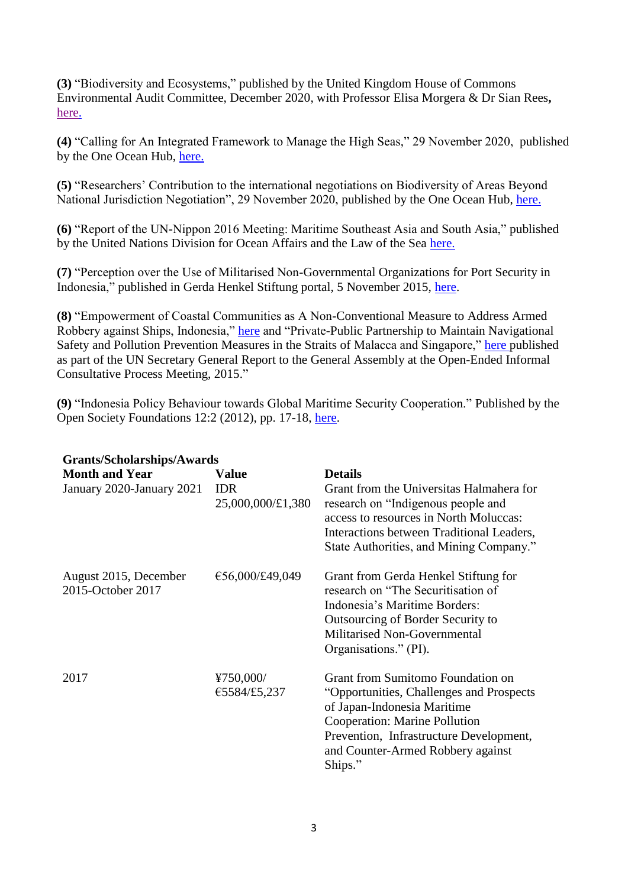**(3)** "Biodiversity and Ecosystems," published by the United Kingdom House of Commons Environmental Audit Committee, December 2020, with Professor Elisa Morgera & Dr Sian Rees**,** here.

**(4)** "Calling for An Integrated Framework to Manage the High Seas," 29 November 2020, published by the One Ocean Hub, here.

**(5)** "Researchers' Contribution to the international negotiations on Biodiversity of Areas Beyond National Jurisdiction Negotiation", 29 November 2020, published by the One Ocean Hub, here.

**(6)** "Report of the UN-Nippon 2016 Meeting: Maritime Southeast Asia and South Asia," published by the United Nations Division for Ocean Affairs and the Law of the Sea here.

**(7)** "Perception over the Use of Militarised Non-Governmental Organizations for Port Security in Indonesia," published in Gerda Henkel Stiftung portal, 5 November 2015, here.

**(8)** "Empowerment of Coastal Communities as A Non-Conventional Measure to Address Armed Robbery against Ships, Indonesia," here and "Private-Public Partnership to Maintain Navigational Safety and Pollution Prevention Measures in the Straits of Malacca and Singapore," here published as part of the UN Secretary General Report to the General Assembly at the Open-Ended Informal Consultative Process Meeting, 2015."

**(9)** "Indonesia Policy Behaviour towards Global Maritime Security Cooperation." Published by the Open Society Foundations 12:2 (2012), pp. 17-18, here.

**Grants/Scholarships/Awards**

| **Month and Year** | **Value** | **Details** |
| --- | --- | --- |
| January 2020-January 2021 | IDR 25,000,000/£1,380 | Grant from the Universitas Halmahera for research on "Indigenous people and access to resources in North Moluccas: Interactions between Traditional Leaders, State Authorities, and Mining Company." |
| August 2015, December 2015-October 2017 | €56,000/£49,049 | Grant from Gerda Henkel Stiftung for research on "The Securitisation of Indonesia's Maritime Borders: Outsourcing of Border Security to Militarised Non-Governmental Organisations." (PI). |
| 2017 | ¥750,000/ €5584/£5,237 | Grant from Sumitomo Foundation on "Opportunities, Challenges and Prospects of Japan-Indonesia Maritime Cooperation: Marine Pollution Prevention, Infrastructure Development, and Counter-Armed Robbery against Ships." |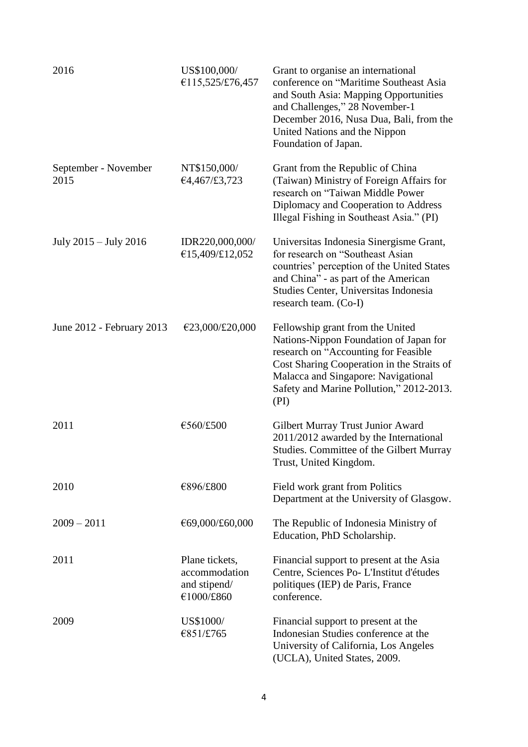| | | |
|---|---|---|
| 2016 | US$100,000/ €115,525/£76,457 | Grant to organise an international conference on "Maritime Southeast Asia and South Asia: Mapping Opportunities and Challenges," 28 November-1 December 2016, Nusa Dua, Bali, from the United Nations and the Nippon Foundation of Japan. |
| September - November 2015 | NT$150,000/ €4,467/£3,723 | Grant from the Republic of China (Taiwan) Ministry of Foreign Affairs for research on "Taiwan Middle Power Diplomacy and Cooperation to Address Illegal Fishing in Southeast Asia." (PI) |
| July 2015 – July 2016 | IDR220,000,000/ €15,409/£12,052 | Universitas Indonesia Sinergisme Grant, for research on "Southeast Asian countries' perception of the United States and China" - as part of the American Studies Center, Universitas Indonesia research team. (Co-I) |
| June 2012 - February 2013 | €23,000/£20,000 | Fellowship grant from the United Nations-Nippon Foundation of Japan for research on "Accounting for Feasible Cost Sharing Cooperation in the Straits of Malacca and Singapore: Navigational Safety and Marine Pollution," 2012-2013. (PI) |
| 2011 | €560/£500 | Gilbert Murray Trust Junior Award 2011/2012 awarded by the International Studies. Committee of the Gilbert Murray Trust, United Kingdom. |
| 2010 | €896/£800 | Field work grant from Politics Department at the University of Glasgow. |
| 2009 – 2011 | €69,000/£60,000 | The Republic of Indonesia Ministry of Education, PhD Scholarship. |
| 2011 | Plane tickets, accommodation and stipend/ €1000/£860 | Financial support to present at the Asia Centre, Sciences Po- L'Institut d'études politiques (IEP) de Paris, France conference. |
| 2009 | US$1000/ €851/£765 | Financial support to present at the Indonesian Studies conference at the University of California, Los Angeles (UCLA), United States, 2009. |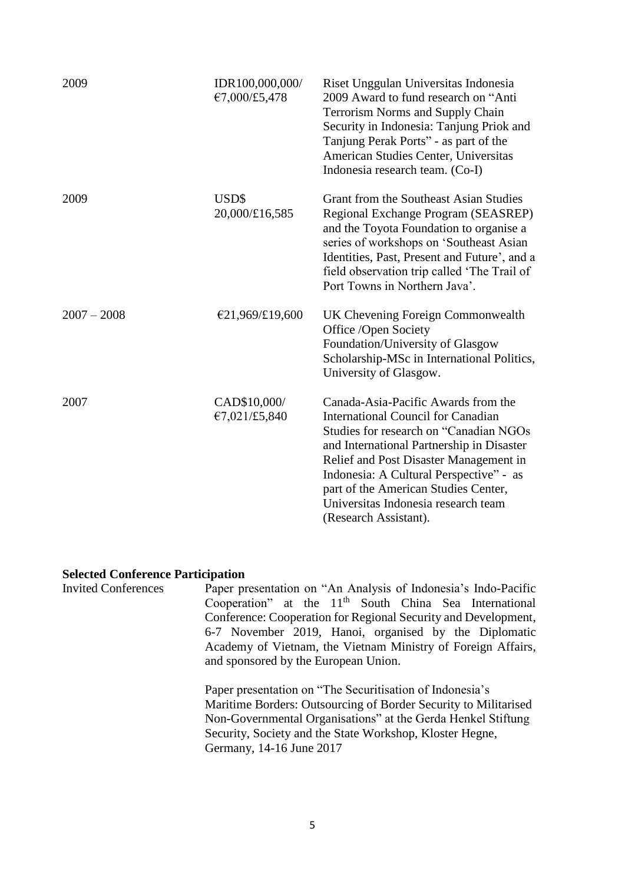| | | |
|---|---|---|
| 2009 | IDR100,000,000/ €7,000/£5,478 | Riset Unggulan Universitas Indonesia 2009 Award to fund research on "Anti Terrorism Norms and Supply Chain Security in Indonesia: Tanjung Priok and Tanjung Perak Ports" - as part of the American Studies Center, Universitas Indonesia research team. (Co-I) |
| 2009 | USD$ 20,000/£16,585 | Grant from the Southeast Asian Studies Regional Exchange Program (SEASREP) and the Toyota Foundation to organise a series of workshops on 'Southeast Asian Identities, Past, Present and Future', and a field observation trip called 'The Trail of Port Towns in Northern Java'. |
| 2007 – 2008 | €21,969/£19,600 | UK Chevening Foreign Commonwealth Office /Open Society Foundation/University of Glasgow Scholarship-MSc in International Politics, University of Glasgow. |
| 2007 | CAD$10,000/ €7,021/£5,840 | Canada-Asia-Pacific Awards from the International Council for Canadian Studies for research on "Canadian NGOs and International Partnership in Disaster Relief and Post Disaster Management in Indonesia: A Cultural Perspective" - as part of the American Studies Center, Universitas Indonesia research team (Research Assistant). |

**Selected Conference Participation**

| | |
|---|---|
| Invited Conferences | Paper presentation on "An Analysis of Indonesia's Indo-Pacific Cooperation" at the 11th South China Sea International Conference: Cooperation for Regional Security and Development, 6-7 November 2019, Hanoi, organised by the Diplomatic Academy of Vietnam, the Vietnam Ministry of Foreign Affairs, and sponsored by the European Union. |
| | Paper presentation on "The Securitisation of Indonesia's Maritime Borders: Outsourcing of Border Security to Militarised Non-Governmental Organisations" at the Gerda Henkel Stiftung Security, Society and the State Workshop, Kloster Hegne, Germany, 14-16 June 2017 |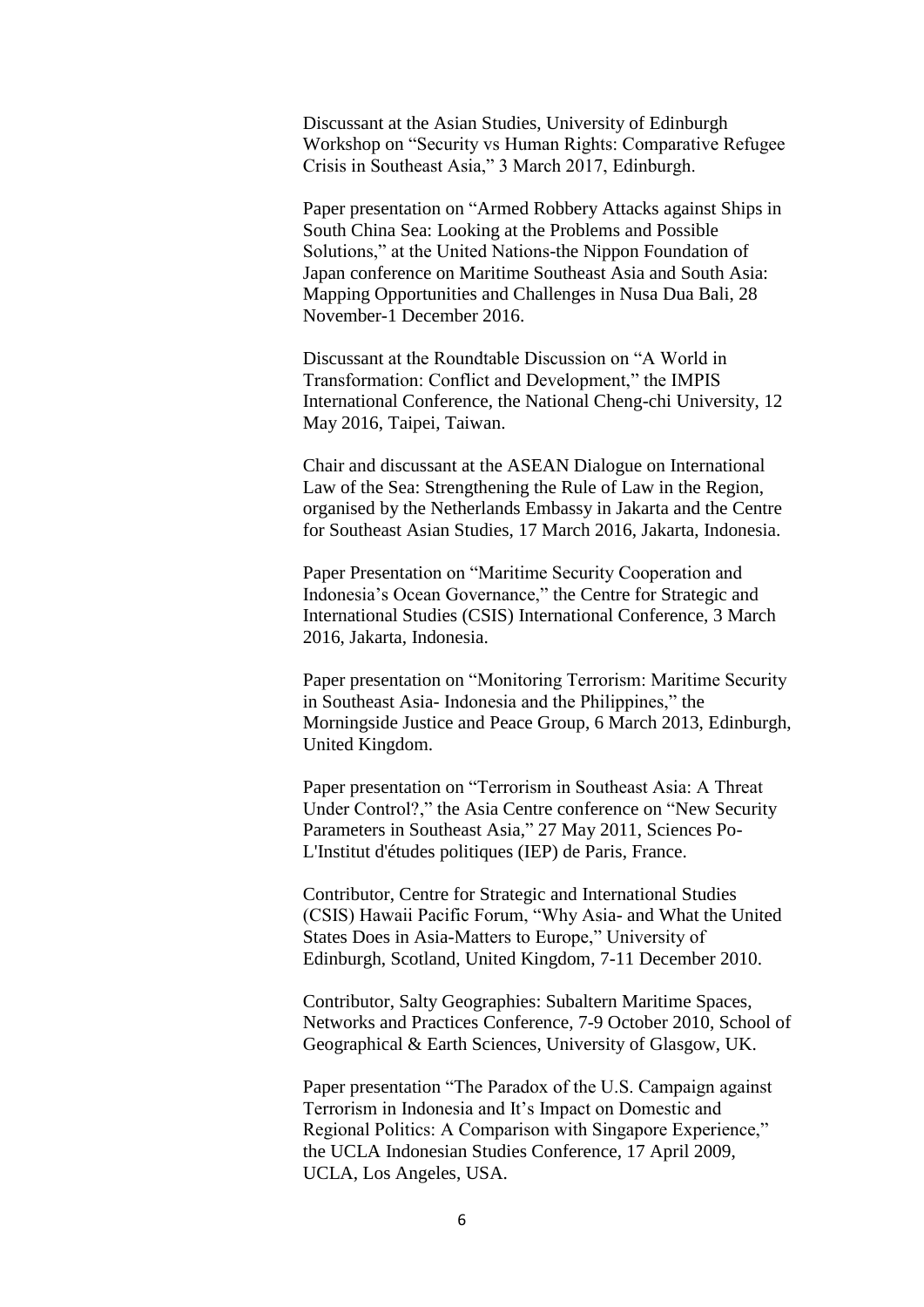Discussant at the Asian Studies, University of Edinburgh Workshop on "Security vs Human Rights: Comparative Refugee Crisis in Southeast Asia," 3 March 2017, Edinburgh.

Paper presentation on "Armed Robbery Attacks against Ships in South China Sea: Looking at the Problems and Possible Solutions," at the United Nations-the Nippon Foundation of Japan conference on Maritime Southeast Asia and South Asia: Mapping Opportunities and Challenges in Nusa Dua Bali, 28 November-1 December 2016.

Discussant at the Roundtable Discussion on "A World in Transformation: Conflict and Development," the IMPIS International Conference, the National Cheng-chi University, 12 May 2016, Taipei, Taiwan.

Chair and discussant at the ASEAN Dialogue on International Law of the Sea: Strengthening the Rule of Law in the Region, organised by the Netherlands Embassy in Jakarta and the Centre for Southeast Asian Studies, 17 March 2016, Jakarta, Indonesia.

Paper Presentation on "Maritime Security Cooperation and Indonesia's Ocean Governance," the Centre for Strategic and International Studies (CSIS) International Conference, 3 March 2016, Jakarta, Indonesia.

Paper presentation on "Monitoring Terrorism: Maritime Security in Southeast Asia- Indonesia and the Philippines," the Morningside Justice and Peace Group, 6 March 2013, Edinburgh, United Kingdom.

Paper presentation on "Terrorism in Southeast Asia: A Threat Under Control?," the Asia Centre conference on "New Security Parameters in Southeast Asia," 27 May 2011, Sciences Po- L'Institut d'études politiques (IEP) de Paris, France.

Contributor, Centre for Strategic and International Studies (CSIS) Hawaii Pacific Forum, "Why Asia- and What the United States Does in Asia-Matters to Europe," University of Edinburgh, Scotland, United Kingdom, 7-11 December 2010.

Contributor, Salty Geographies: Subaltern Maritime Spaces, Networks and Practices Conference, 7-9 October 2010, School of Geographical & Earth Sciences, University of Glasgow, UK.

Paper presentation "The Paradox of the U.S. Campaign against Terrorism in Indonesia and It's Impact on Domestic and Regional Politics: A Comparison with Singapore Experience," the UCLA Indonesian Studies Conference, 17 April 2009, UCLA, Los Angeles, USA.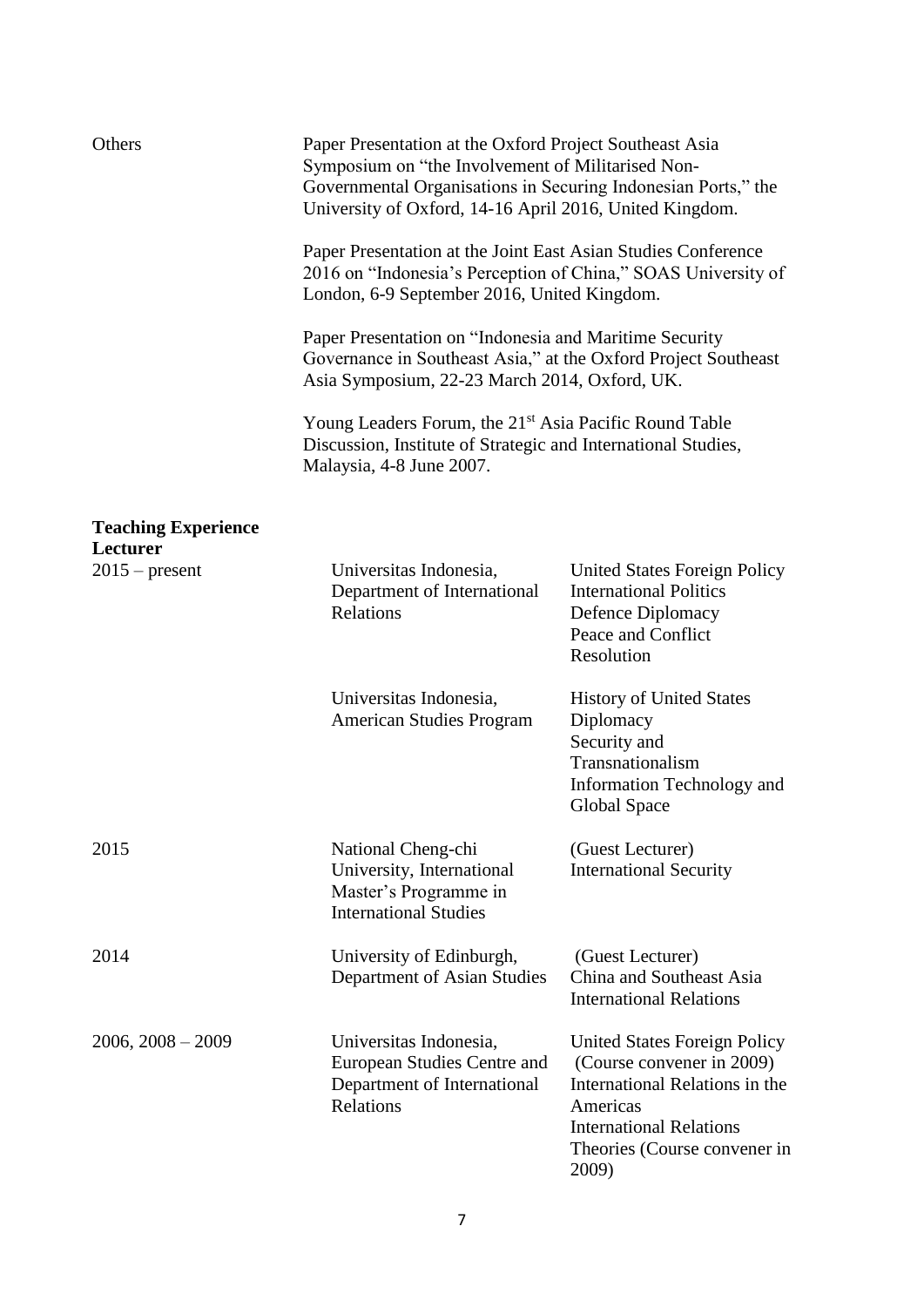| Others | Paper Presentation at the Oxford Project Southeast Asia Symposium on "the Involvement of Militarised Non-Governmental Organisations in Securing Indonesian Ports," the University of Oxford, 14-16 April 2016, United Kingdom. |
|---|---|
| | Paper Presentation at the Joint East Asian Studies Conference 2016 on "Indonesia's Perception of China," SOAS University of London, 6-9 September 2016, United Kingdom. |
| | Paper Presentation on "Indonesia and Maritime Security Governance in Southeast Asia," at the Oxford Project Southeast Asia Symposium, 22-23 March 2014, Oxford, UK. |
| | Young Leaders Forum, the 21st Asia Pacific Round Table Discussion, Institute of Strategic and International Studies, Malaysia, 4-8 June 2007. |

**Teaching Experience**

**Lecturer**

| | | |
|---|---|---|
| 2015 – present | Universitas Indonesia, Department of International Relations | United States Foreign Policy<br>International Politics<br>Defence Diplomacy<br>Peace and Conflict Resolution |
| | Universitas Indonesia, American Studies Program | History of United States Diplomacy<br>Security and Transnationalism<br>Information Technology and Global Space |
| 2015 | National Cheng-chi University, International Master's Programme in International Studies | (Guest Lecturer)<br>International Security |
| 2014 | University of Edinburgh, Department of Asian Studies | (Guest Lecturer)<br>China and Southeast Asia International Relations |
| 2006, 2008 – 2009 | Universitas Indonesia, European Studies Centre and Department of International Relations | United States Foreign Policy (Course convener in 2009)<br>International Relations in the Americas<br>International Relations Theories (Course convener in 2009) |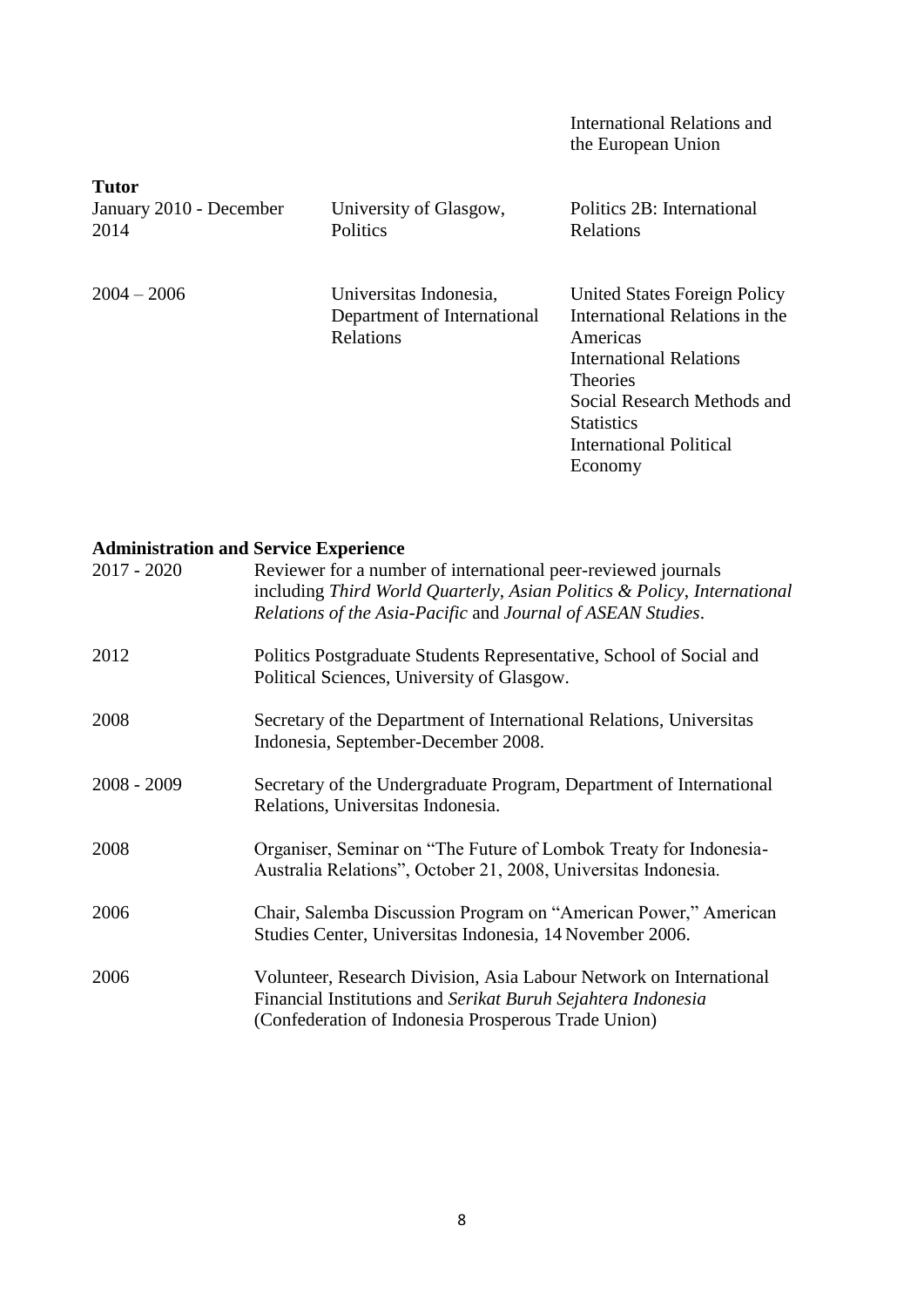| | | |
|---|---|---|
| | | International Relations and the European Union |

**Tutor**

| | | |
|---|---|---|
| January 2010 - December 2014 | University of Glasgow, Politics | Politics 2B: International Relations |
| 2004 – 2006 | Universitas Indonesia, Department of International Relations | United States Foreign Policy<br>International Relations in the Americas<br>International Relations Theories<br>Social Research Methods and Statistics<br>International Political Economy |

### Administration and Service Experience

| | |
|---|---|
| 2017 - 2020 | Reviewer for a number of international peer-reviewed journals including *Third World Quarterly*, *Asian Politics & Policy*, *International Relations of the Asia-Pacific* and *Journal of ASEAN Studies*. |
| 2012 | Politics Postgraduate Students Representative, School of Social and Political Sciences, University of Glasgow. |
| 2008 | Secretary of the Department of International Relations, Universitas Indonesia, September-December 2008. |
| 2008 - 2009 | Secretary of the Undergraduate Program, Department of International Relations, Universitas Indonesia. |
| 2008 | Organiser, Seminar on "The Future of Lombok Treaty for Indonesia-Australia Relations", October 21, 2008, Universitas Indonesia. |
| 2006 | Chair, Salemba Discussion Program on "American Power," American Studies Center, Universitas Indonesia, 14 November 2006. |
| 2006 | Volunteer, Research Division, Asia Labour Network on International Financial Institutions and *Serikat Buruh Sejahtera Indonesia* (Confederation of Indonesia Prosperous Trade Union) |